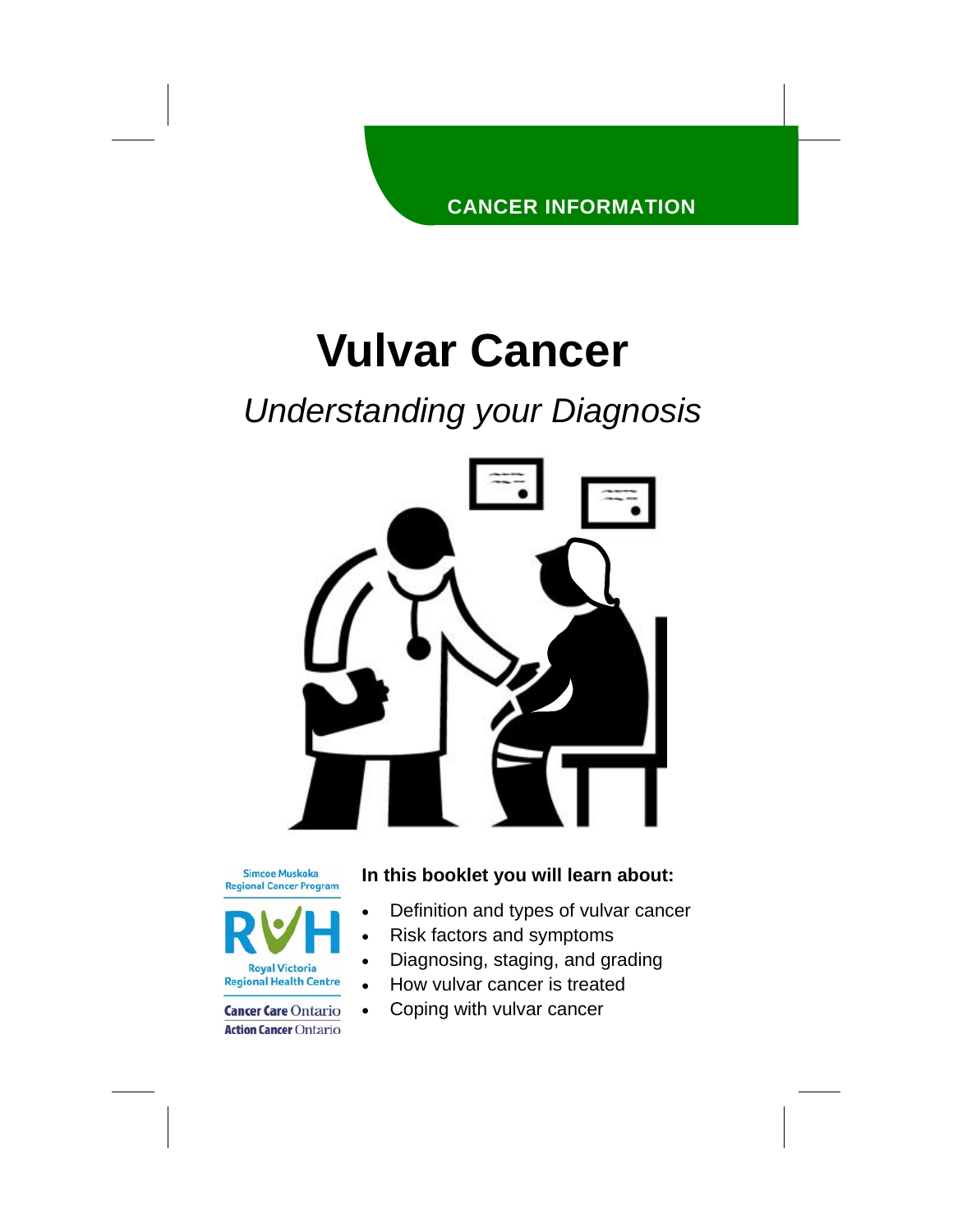CANCER INFORMATION

# Vulvar Cancer

*Understanding your Diagnosis*

Simcoe Muskoka Regional Cancer Program

RVH Royal Victoria Regional Health Centre

Cancer Care Ontario
Action Cancer Ontario

**In this booklet you will learn about:**

- Definition and types of vulvar cancer
- Risk factors and symptoms
- Diagnosing, staging, and grading
- How vulvar cancer is treated
- Coping with vulvar cancer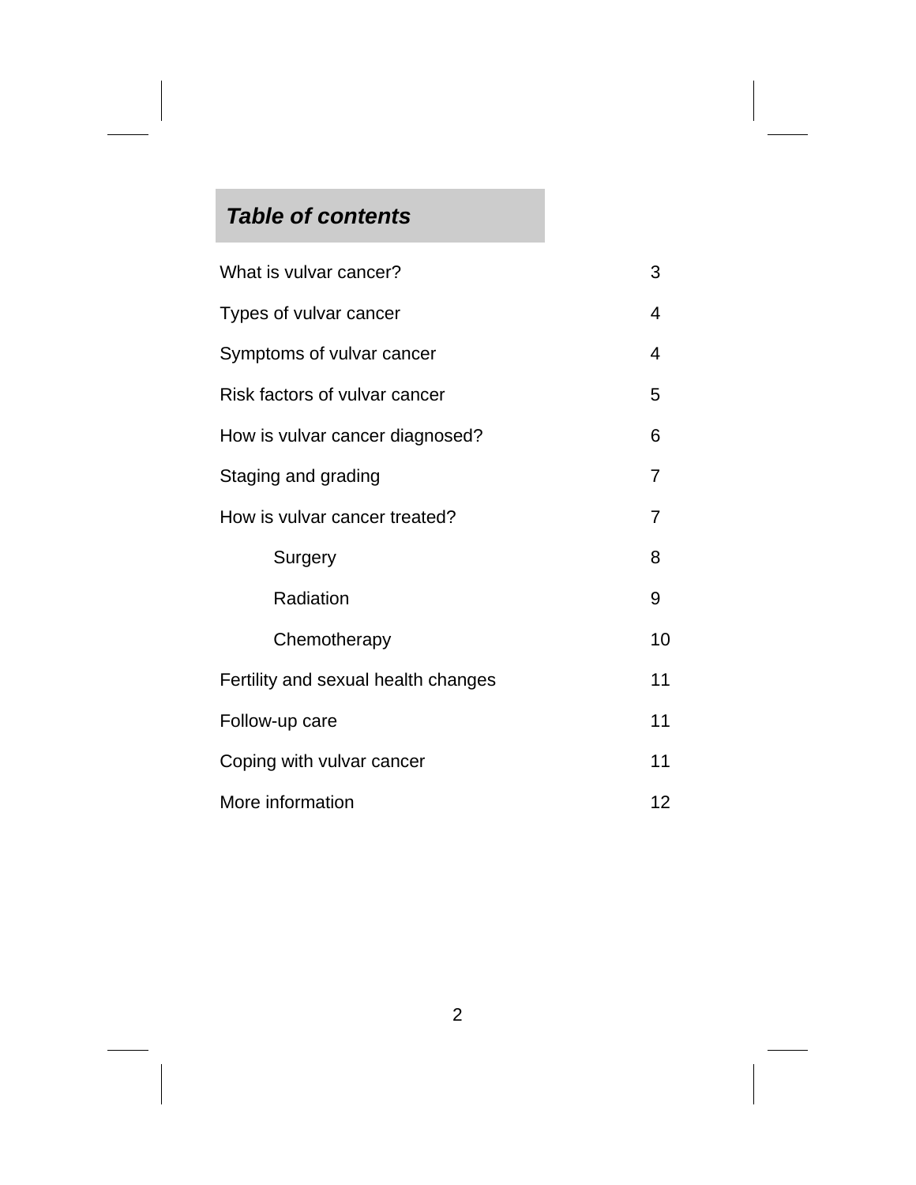## ***Table of contents***

| | |
|---|---|
| What is vulvar cancer? | 3 |
| Types of vulvar cancer | 4 |
| Symptoms of vulvar cancer | 4 |
| Risk factors of vulvar cancer | 5 |
| How is vulvar cancer diagnosed? | 6 |
| Staging and grading | 7 |
| How is vulvar cancer treated? | 7 |
| &nbsp;&nbsp;&nbsp;&nbsp;Surgery | 8 |
| &nbsp;&nbsp;&nbsp;&nbsp;Radiation | 9 |
| &nbsp;&nbsp;&nbsp;&nbsp;Chemotherapy | 10 |
| Fertility and sexual health changes | 11 |
| Follow-up care | 11 |
| Coping with vulvar cancer | 11 |
| More information | 12 |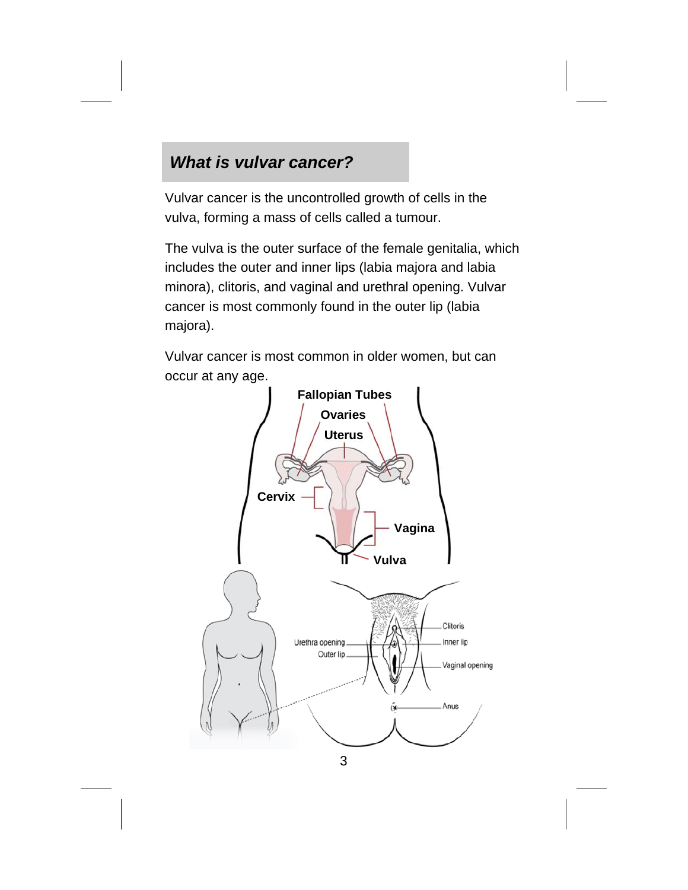## *What is vulvar cancer?*

Vulvar cancer is the uncontrolled growth of cells in the vulva, forming a mass of cells called a tumour.

The vulva is the outer surface of the female genitalia, which includes the outer and inner lips (labia majora and labia minora), clitoris, and vaginal and urethral opening. Vulvar cancer is most commonly found in the outer lip (labia majora).

Vulvar cancer is most common in older women, but can occur at any age.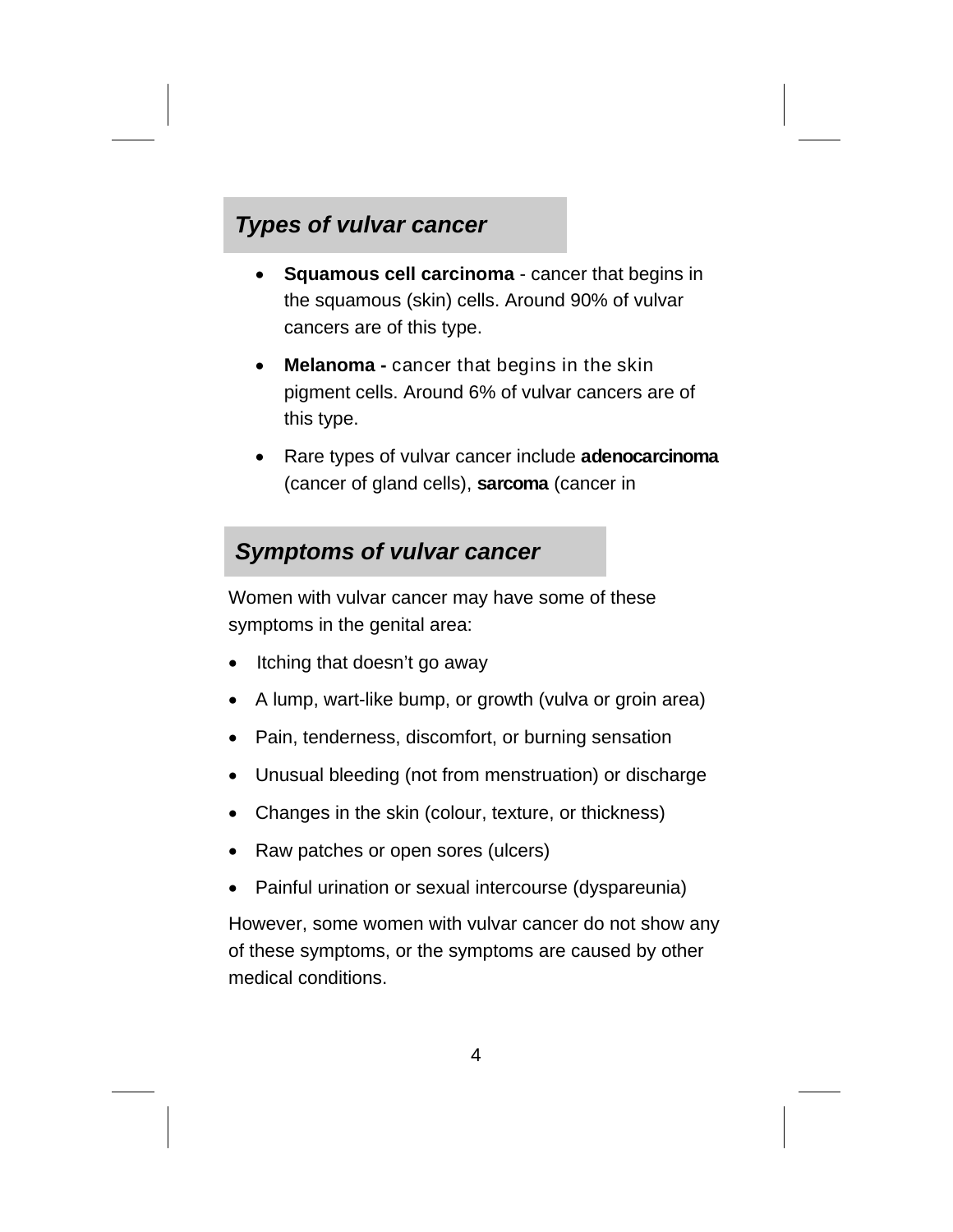## *Types of vulvar cancer*

- **Squamous cell carcinoma** - cancer that begins in the squamous (skin) cells. Around 90% of vulvar cancers are of this type.
- **Melanoma -** cancer that begins in the skin pigment cells. Around 6% of vulvar cancers are of this type.
- Rare types of vulvar cancer include **adenocarcinoma** (cancer of gland cells), **sarcoma** (cancer in

## *Symptoms of vulvar cancer*

Women with vulvar cancer may have some of these symptoms in the genital area:

- Itching that doesn't go away
- A lump, wart-like bump, or growth (vulva or groin area)
- Pain, tenderness, discomfort, or burning sensation
- Unusual bleeding (not from menstruation) or discharge
- Changes in the skin (colour, texture, or thickness)
- Raw patches or open sores (ulcers)
- Painful urination or sexual intercourse (dyspareunia)

However, some women with vulvar cancer do not show any of these symptoms, or the symptoms are caused by other medical conditions.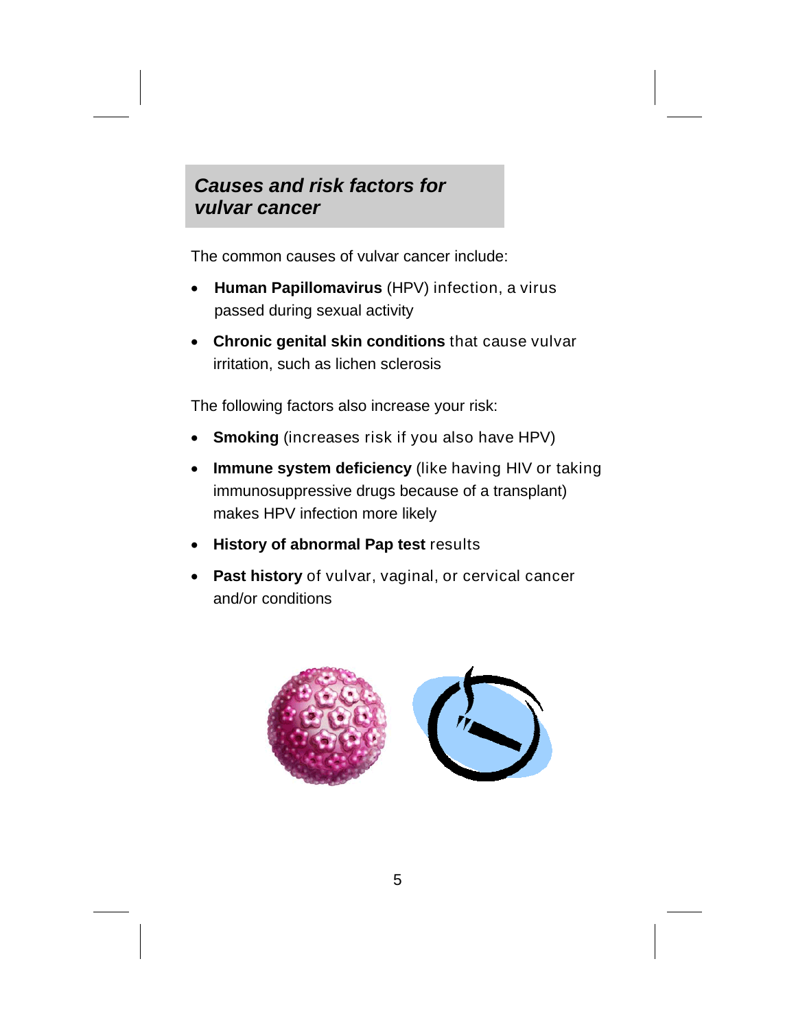## *Causes and risk factors for vulvar cancer*

The common causes of vulvar cancer include:

- **Human Papillomavirus** (HPV) infection, a virus passed during sexual activity
- **Chronic genital skin conditions** that cause vulvar irritation, such as lichen sclerosis

The following factors also increase your risk:

- **Smoking** (increases risk if you also have HPV)
- **Immune system deficiency** (like having HIV or taking immunosuppressive drugs because of a transplant) makes HPV infection more likely
- **History of abnormal Pap test** results
- **Past history** of vulvar, vaginal, or cervical cancer and/or conditions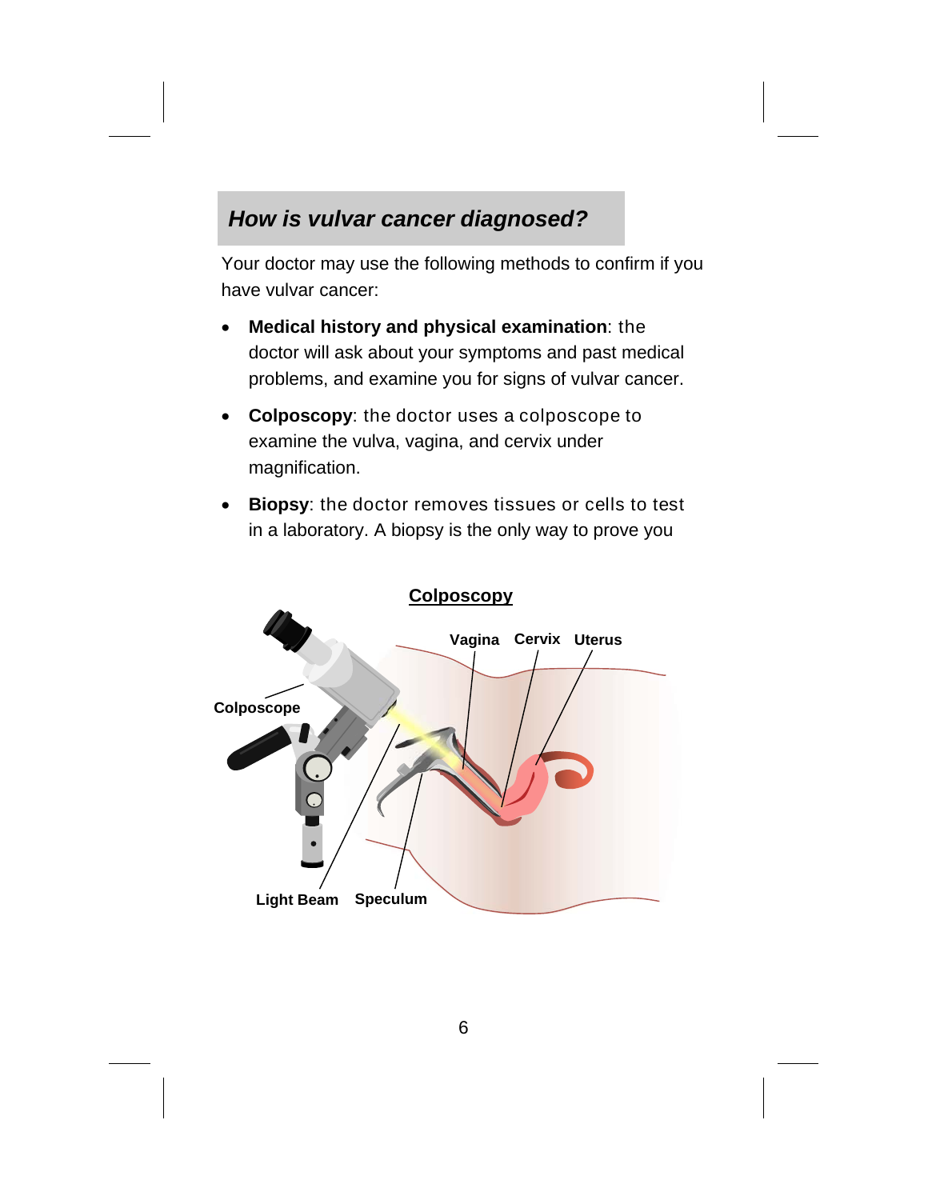## *How is vulvar cancer diagnosed?*

Your doctor may use the following methods to confirm if you have vulvar cancer:

- **Medical history and physical examination**: the doctor will ask about your symptoms and past medical problems, and examine you for signs of vulvar cancer.
- **Colposcopy**: the doctor uses a colposcope to examine the vulva, vagina, and cervix under magnification.
- **Biopsy**: the doctor removes tissues or cells to test in a laboratory. A biopsy is the only way to prove you

**Colposcopy**

Vagina | Cervix | Uterus | Colposcope | Light Beam | Speculum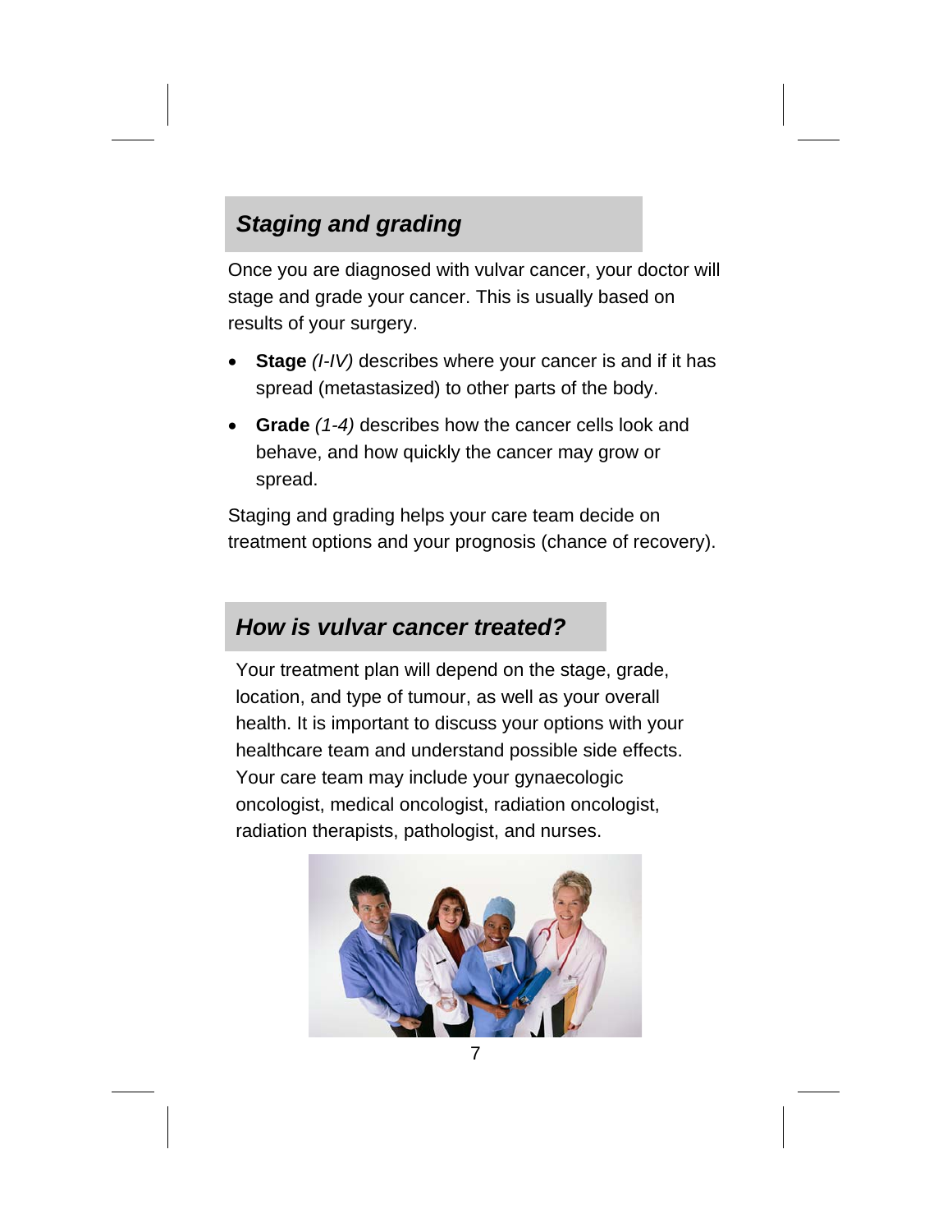## *Staging and grading*

Once you are diagnosed with vulvar cancer, your doctor will stage and grade your cancer. This is usually based on results of your surgery.

- **Stage** *(I-IV)* describes where your cancer is and if it has spread (metastasized) to other parts of the body.
- **Grade** *(1-4)* describes how the cancer cells look and behave, and how quickly the cancer may grow or spread.

Staging and grading helps your care team decide on treatment options and your prognosis (chance of recovery).

## *How is vulvar cancer treated?*

Your treatment plan will depend on the stage, grade, location, and type of tumour, as well as your overall health. It is important to discuss your options with your healthcare team and understand possible side effects. Your care team may include your gynaecologic oncologist, medical oncologist, radiation oncologist, radiation therapists, pathologist, and nurses.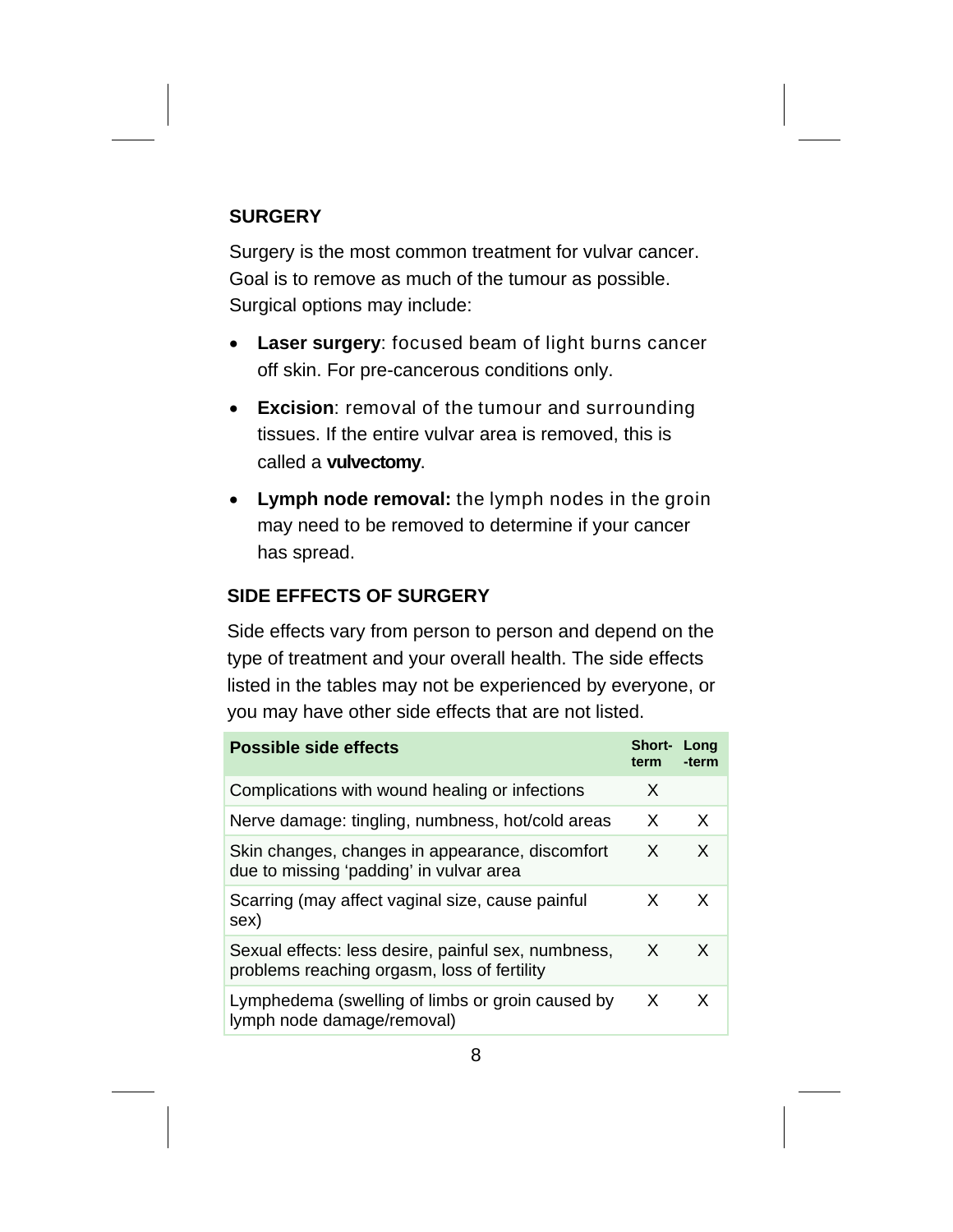## SURGERY

Surgery is the most common treatment for vulvar cancer. Goal is to remove as much of the tumour as possible. Surgical options may include:

- **Laser surgery**: focused beam of light burns cancer off skin. For pre-cancerous conditions only.
- **Excision**: removal of the tumour and surrounding tissues. If the entire vulvar area is removed, this is called a **vulvectomy**.
- **Lymph node removal:** the lymph nodes in the groin may need to be removed to determine if your cancer has spread.

## SIDE EFFECTS OF SURGERY

Side effects vary from person to person and depend on the type of treatment and your overall health. The side effects listed in the tables may not be experienced by everyone, or you may have other side effects that are not listed.

| Possible side effects | Short-term | Long-term |
|---|---|---|
| Complications with wound healing or infections | X | |
| Nerve damage: tingling, numbness, hot/cold areas | X | X |
| Skin changes, changes in appearance, discomfort due to missing 'padding' in vulvar area | X | X |
| Scarring (may affect vaginal size, cause painful sex) | X | X |
| Sexual effects: less desire, painful sex, numbness, problems reaching orgasm, loss of fertility | X | X |
| Lymphedema (swelling of limbs or groin caused by lymph node damage/removal) | X | X |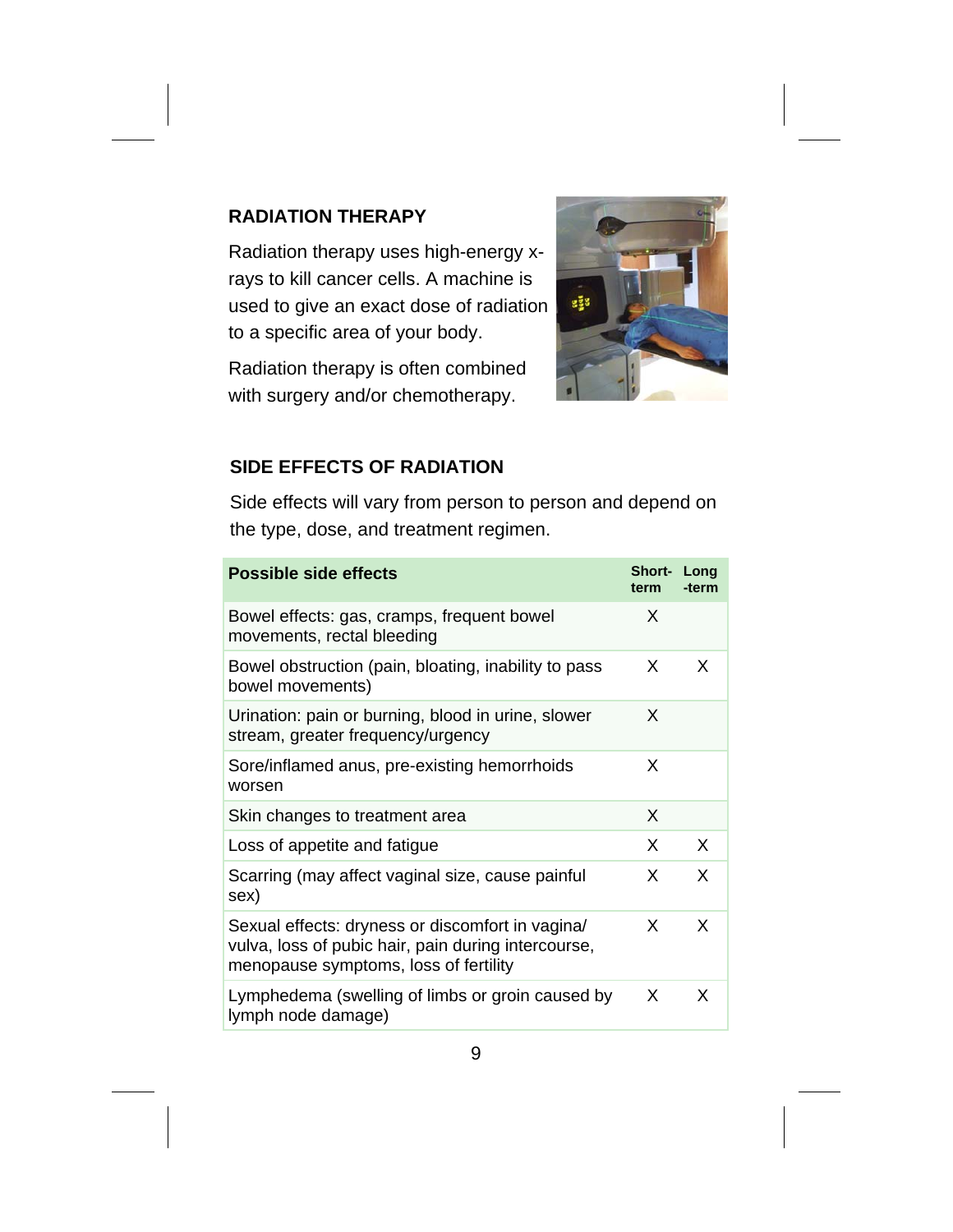## RADIATION THERAPY

Radiation therapy uses high-energy x-rays to kill cancer cells. A machine is used to give an exact dose of radiation to a specific area of your body.

Radiation therapy is often combined with surgery and/or chemotherapy.

## SIDE EFFECTS OF RADIATION

Side effects will vary from person to person and depend on the type, dose, and treatment regimen.

| Possible side effects | Short-term | Long-term |
|---|---|---|
| Bowel effects: gas, cramps, frequent bowel movements, rectal bleeding | X | |
| Bowel obstruction (pain, bloating, inability to pass bowel movements) | X | X |
| Urination: pain or burning, blood in urine, slower stream, greater frequency/urgency | X | |
| Sore/inflamed anus, pre-existing hemorrhoids worsen | X | |
| Skin changes to treatment area | X | |
| Loss of appetite and fatigue | X | X |
| Scarring (may affect vaginal size, cause painful sex) | X | X |
| Sexual effects: dryness or discomfort in vagina/vulva, loss of pubic hair, pain during intercourse, menopause symptoms, loss of fertility | X | X |
| Lymphedema (swelling of limbs or groin caused by lymph node damage) | X | X |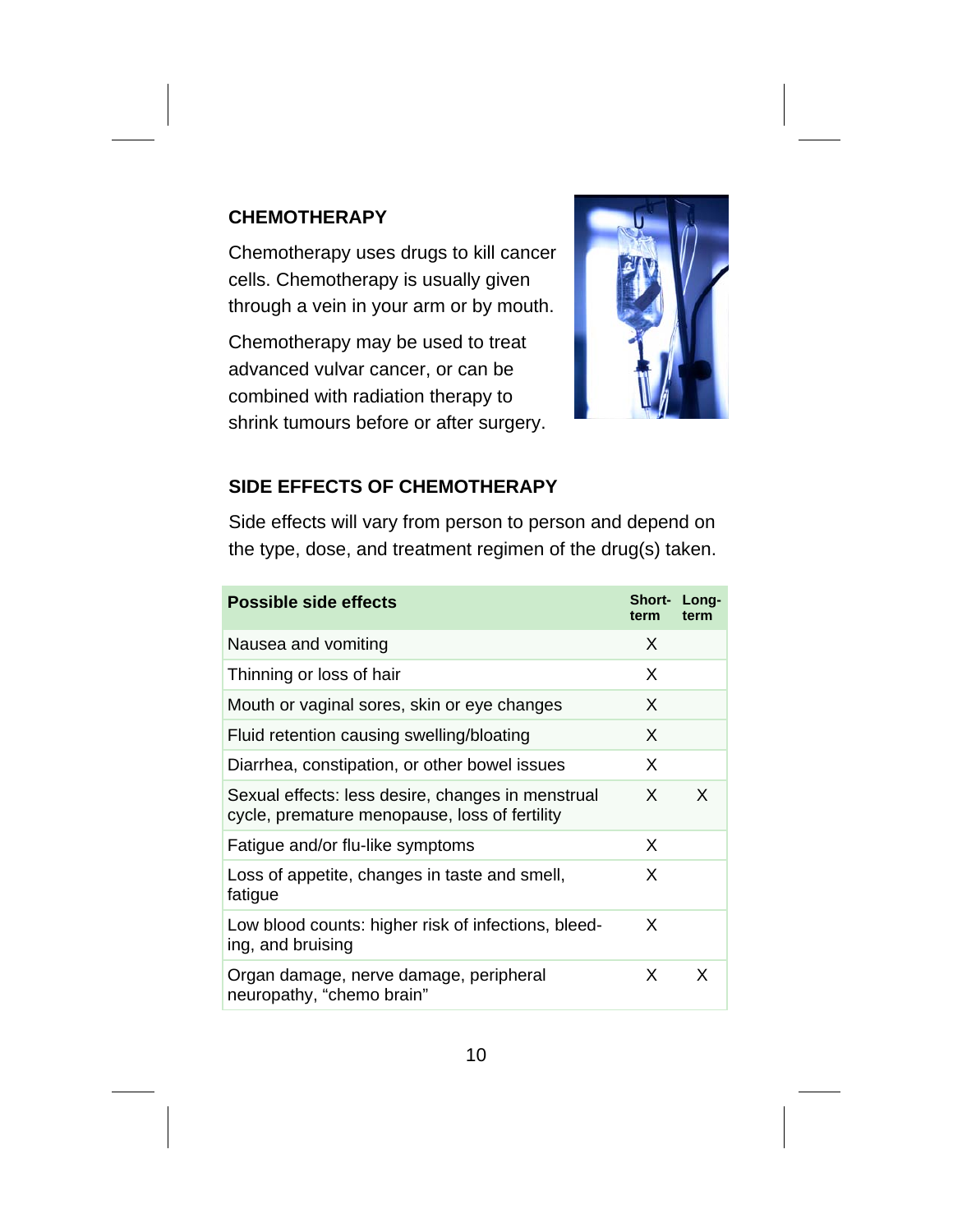## CHEMOTHERAPY

Chemotherapy uses drugs to kill cancer cells. Chemotherapy is usually given through a vein in your arm or by mouth.

Chemotherapy may be used to treat advanced vulvar cancer, or can be combined with radiation therapy to shrink tumours before or after surgery.

## SIDE EFFECTS OF CHEMOTHERAPY

Side effects will vary from person to person and depend on the type, dose, and treatment regimen of the drug(s) taken.

| Possible side effects | Short-term | Long-term |
|---|---|---|
| Nausea and vomiting | X | |
| Thinning or loss of hair | X | |
| Mouth or vaginal sores, skin or eye changes | X | |
| Fluid retention causing swelling/bloating | X | |
| Diarrhea, constipation, or other bowel issues | X | |
| Sexual effects: less desire, changes in menstrual cycle, premature menopause, loss of fertility | X | X |
| Fatigue and/or flu-like symptoms | X | |
| Loss of appetite, changes in taste and smell, fatigue | X | |
| Low blood counts: higher risk of infections, bleeding, and bruising | X | |
| Organ damage, nerve damage, peripheral neuropathy, "chemo brain" | X | X |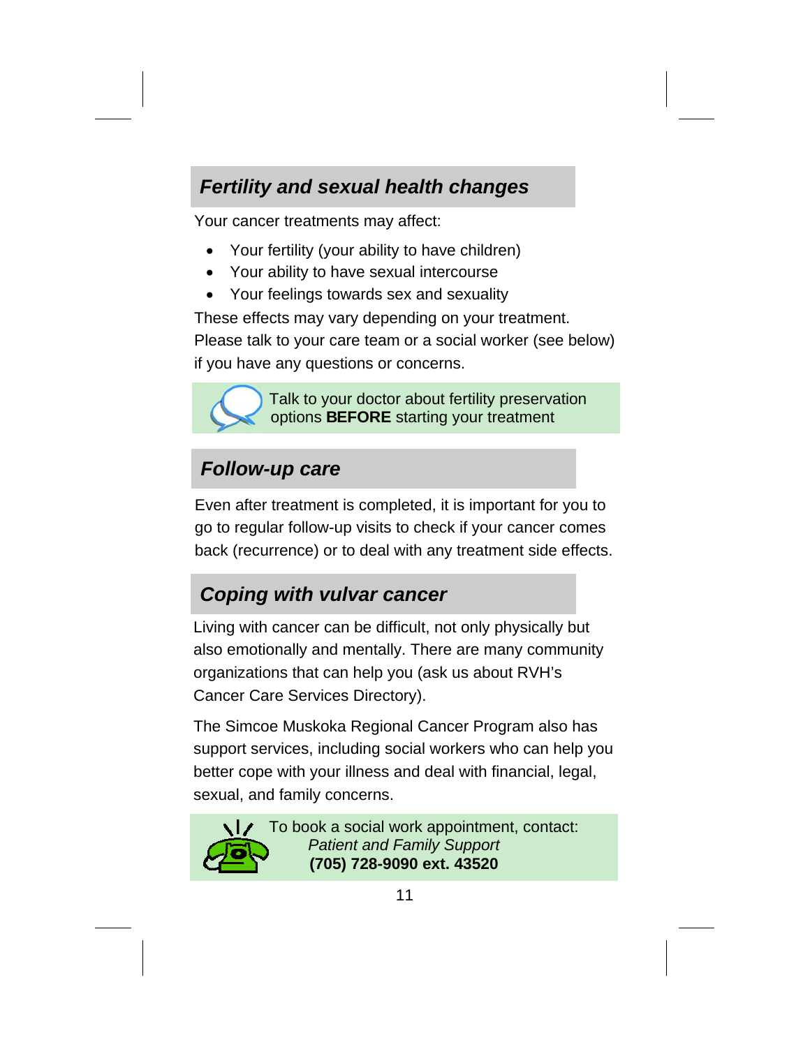## *Fertility and sexual health changes*

Your cancer treatments may affect:

- Your fertility (your ability to have children)
- Your ability to have sexual intercourse
- Your feelings towards sex and sexuality

These effects may vary depending on your treatment. Please talk to your care team or a social worker (see below) if you have any questions or concerns.

Talk to your doctor about fertility preservation options **BEFORE** starting your treatment

## *Follow-up care*

Even after treatment is completed, it is important for you to go to regular follow-up visits to check if your cancer comes back (recurrence) or to deal with any treatment side effects.

## *Coping with vulvar cancer*

Living with cancer can be difficult, not only physically but also emotionally and mentally. There are many community organizations that can help you (ask us about RVH's Cancer Care Services Directory).

The Simcoe Muskoka Regional Cancer Program also has support services, including social workers who can help you better cope with your illness and deal with financial, legal, sexual, and family concerns.

To book a social work appointment, contact:
*Patient and Family Support*
**(705) 728-9090 ext. 43520**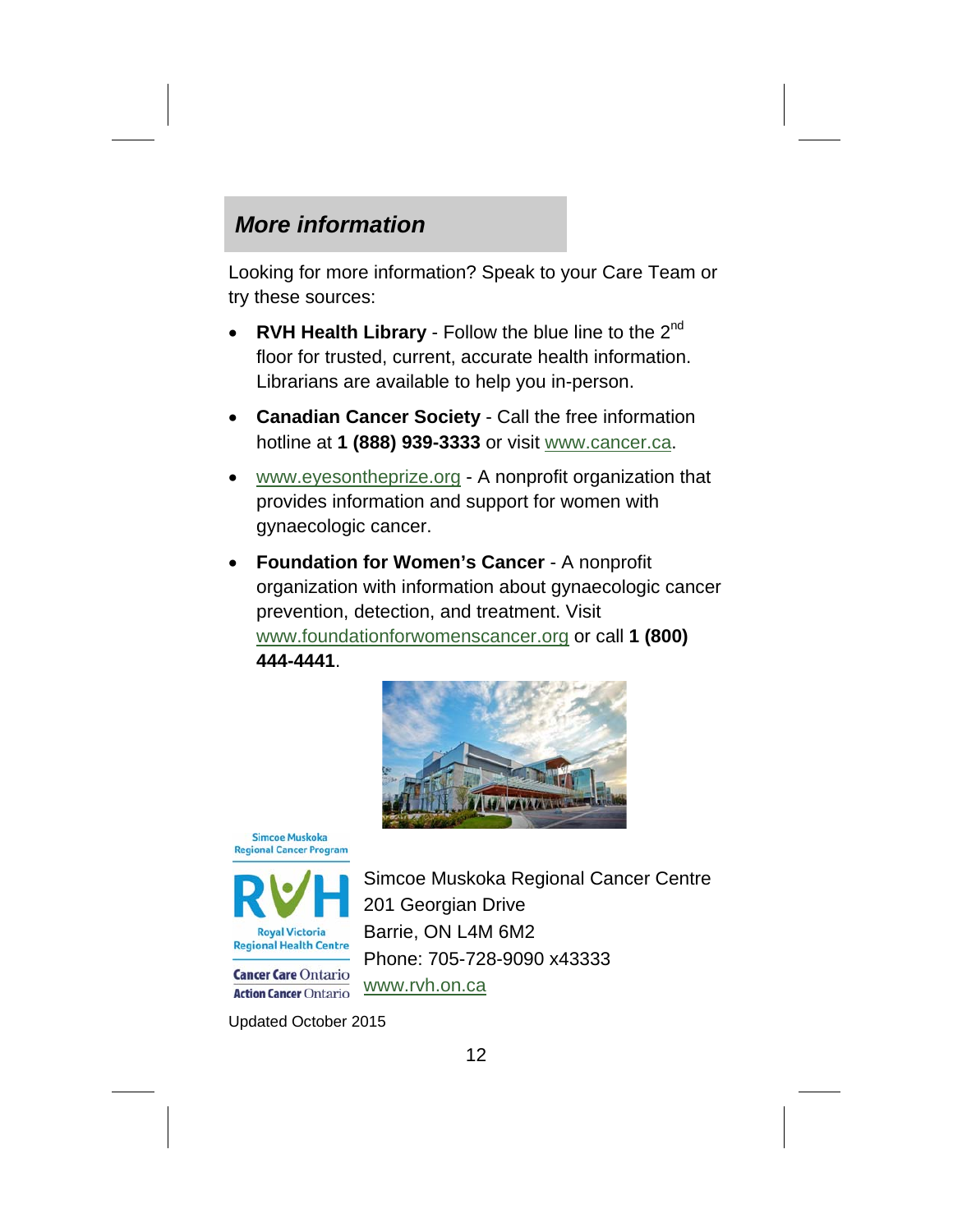## *More information*

Looking for more information? Speak to your Care Team or try these sources:

- **RVH Health Library** - Follow the blue line to the 2nd floor for trusted, current, accurate health information. Librarians are available to help you in-person.
- **Canadian Cancer Society** - Call the free information hotline at **1 (888) 939-3333** or visit www.cancer.ca.
- www.eyesontheprize.org - A nonprofit organization that provides information and support for women with gynaecologic cancer.
- **Foundation for Women's Cancer** - A nonprofit organization with information about gynaecologic cancer prevention, detection, and treatment. Visit www.foundationforwomenscancer.org or call **1 (800) 444-4441**.

Simcoe Muskoka Regional Cancer Program

RVH Royal Victoria Regional Health Centre

Cancer Care Ontario Action Cancer Ontario

Simcoe Muskoka Regional Cancer Centre
201 Georgian Drive
Barrie, ON L4M 6M2
Phone: 705-728-9090 x43333
www.rvh.on.ca

Updated October 2015